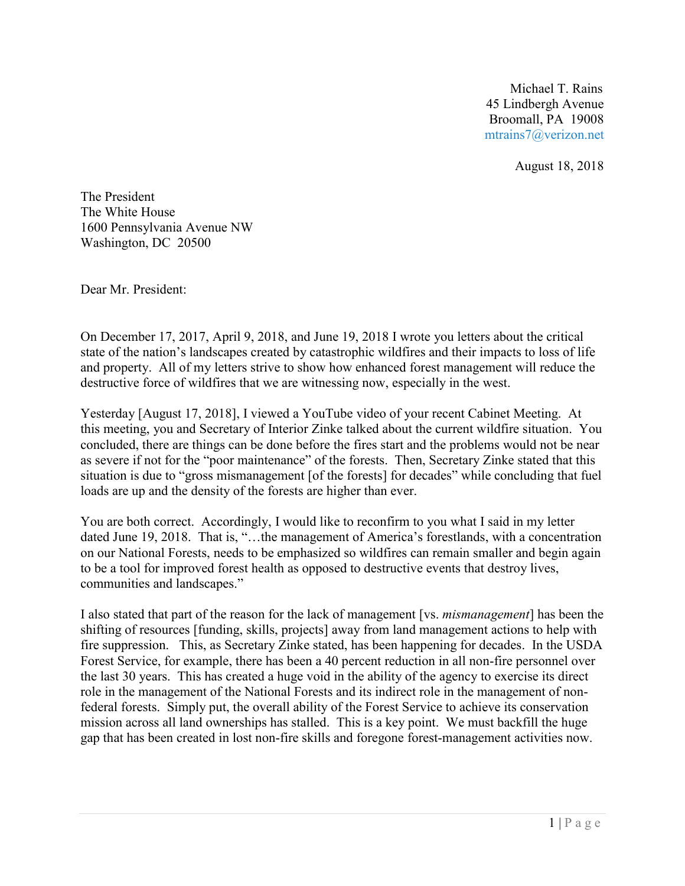Michael T. Rains
45 Lindbergh Avenue
Broomall, PA 19008
mtrains7@verizon.net

August 18, 2018

The President
The White House
1600 Pennsylvania Avenue NW
Washington, DC 20500

Dear Mr. President:

On December 17, 2017, April 9, 2018, and June 19, 2018 I wrote you letters about the critical state of the nation's landscapes created by catastrophic wildfires and their impacts to loss of life and property. All of my letters strive to show how enhanced forest management will reduce the destructive force of wildfires that we are witnessing now, especially in the west.

Yesterday [August 17, 2018], I viewed a YouTube video of your recent Cabinet Meeting. At this meeting, you and Secretary of Interior Zinke talked about the current wildfire situation. You concluded, there are things can be done before the fires start and the problems would not be near as severe if not for the "poor maintenance" of the forests. Then, Secretary Zinke stated that this situation is due to "gross mismanagement [of the forests] for decades" while concluding that fuel loads are up and the density of the forests are higher than ever.

You are both correct. Accordingly, I would like to reconfirm to you what I said in my letter dated June 19, 2018. That is, "…the management of America's forestlands, with a concentration on our National Forests, needs to be emphasized so wildfires can remain smaller and begin again to be a tool for improved forest health as opposed to destructive events that destroy lives, communities and landscapes."

I also stated that part of the reason for the lack of management [vs. *mismanagement*] has been the shifting of resources [funding, skills, projects] away from land management actions to help with fire suppression. This, as Secretary Zinke stated, has been happening for decades. In the USDA Forest Service, for example, there has been a 40 percent reduction in all non-fire personnel over the last 30 years. This has created a huge void in the ability of the agency to exercise its direct role in the management of the National Forests and its indirect role in the management of non-federal forests. Simply put, the overall ability of the Forest Service to achieve its conservation mission across all land ownerships has stalled. This is a key point. We must backfill the huge gap that has been created in lost non-fire skills and foregone forest-management activities now.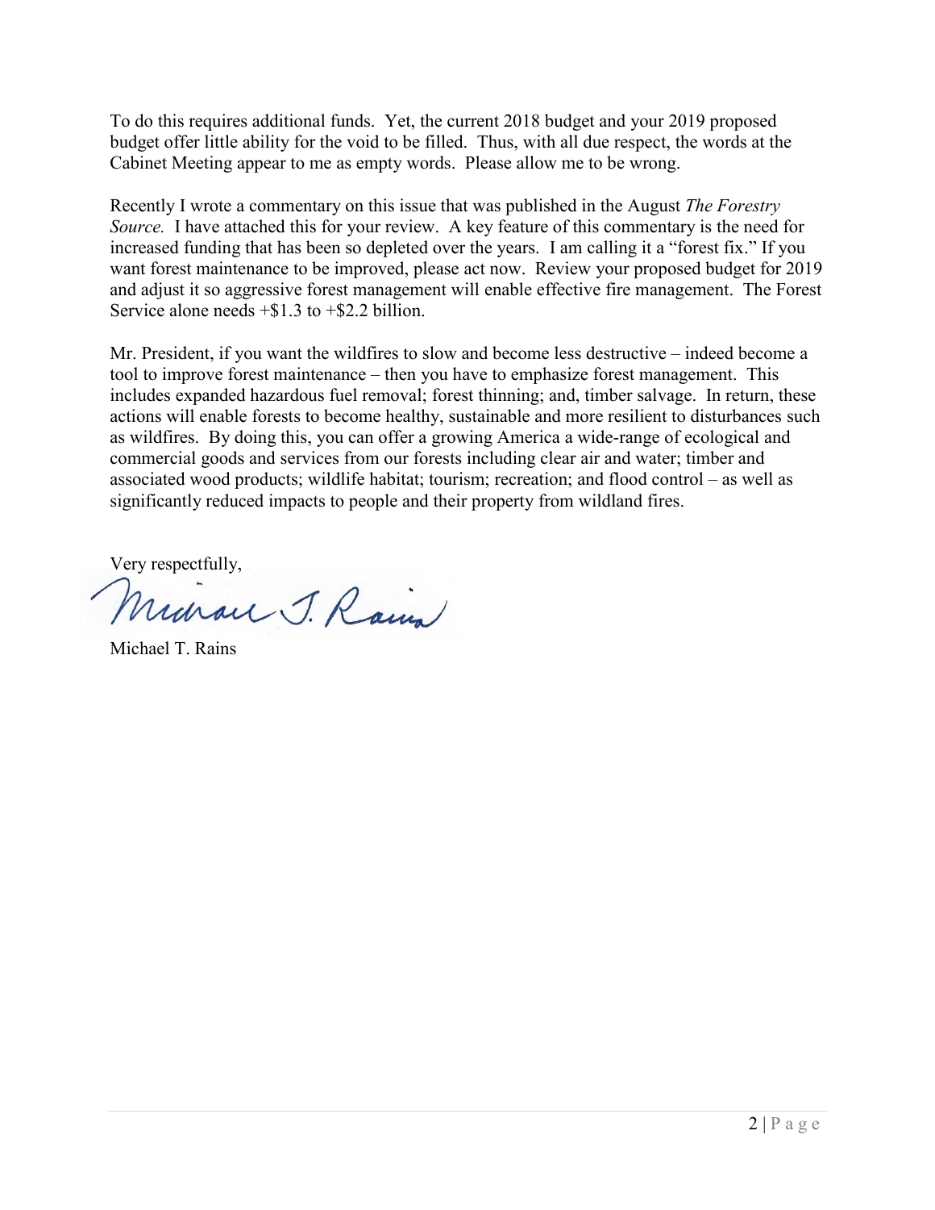To do this requires additional funds. Yet, the current 2018 budget and your 2019 proposed budget offer little ability for the void to be filled. Thus, with all due respect, the words at the Cabinet Meeting appear to me as empty words. Please allow me to be wrong.

Recently I wrote a commentary on this issue that was published in the August *The Forestry Source.* I have attached this for your review. A key feature of this commentary is the need for increased funding that has been so depleted over the years. I am calling it a "forest fix." If you want forest maintenance to be improved, please act now. Review your proposed budget for 2019 and adjust it so aggressive forest management will enable effective fire management. The Forest Service alone needs +$1.3 to +$2.2 billion.

Mr. President, if you want the wildfires to slow and become less destructive – indeed become a tool to improve forest maintenance – then you have to emphasize forest management. This includes expanded hazardous fuel removal; forest thinning; and, timber salvage. In return, these actions will enable forests to become healthy, sustainable and more resilient to disturbances such as wildfires. By doing this, you can offer a growing America a wide-range of ecological and commercial goods and services from our forests including clear air and water; timber and associated wood products; wildlife habitat; tourism; recreation; and flood control – as well as significantly reduced impacts to people and their property from wildland fires.

Very respectfully,

Michael T. Rains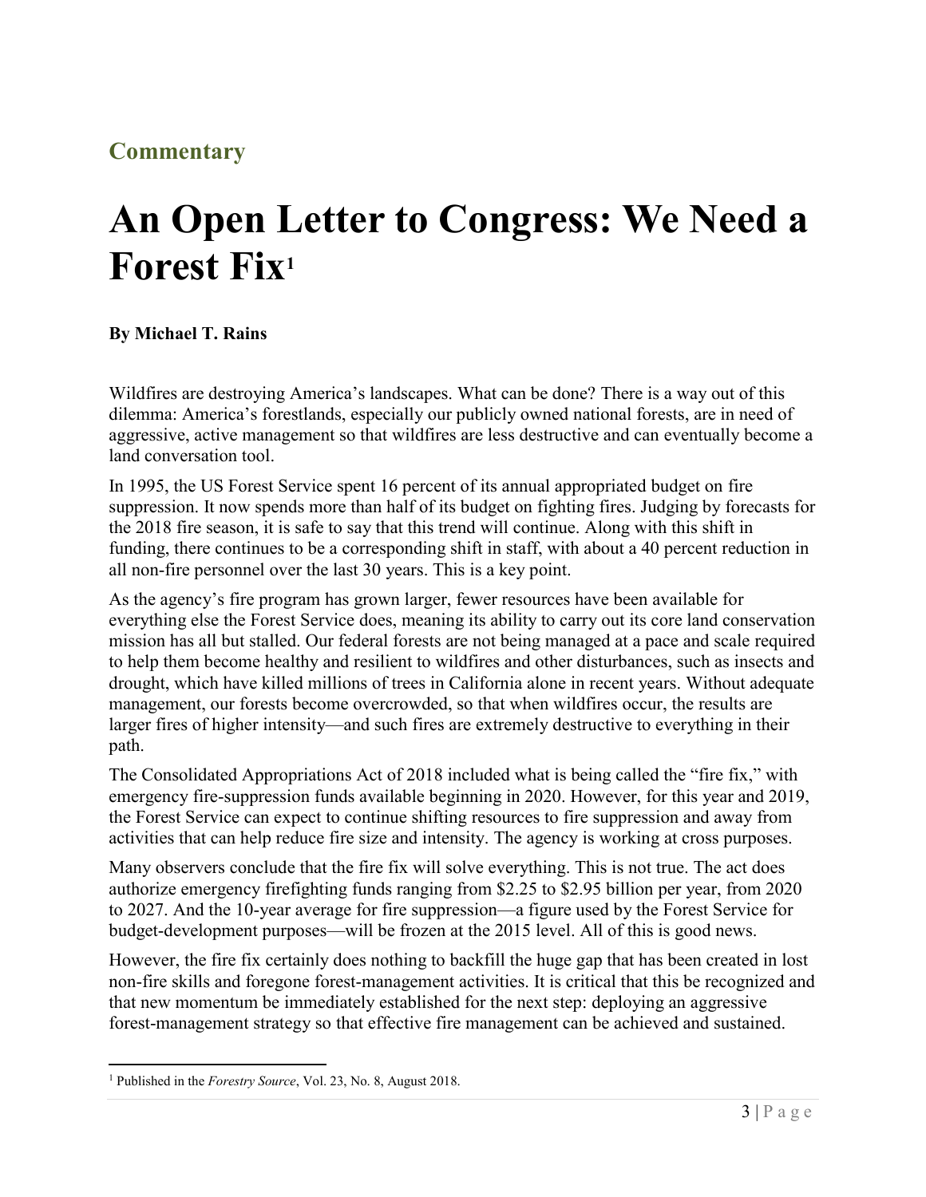## Commentary

# An Open Letter to Congress: We Need a Forest Fix[1]

**By Michael T. Rains**

Wildfires are destroying America's landscapes. What can be done? There is a way out of this dilemma: America's forestlands, especially our publicly owned national forests, are in need of aggressive, active management so that wildfires are less destructive and can eventually become a land conversation tool.

In 1995, the US Forest Service spent 16 percent of its annual appropriated budget on fire suppression. It now spends more than half of its budget on fighting fires. Judging by forecasts for the 2018 fire season, it is safe to say that this trend will continue. Along with this shift in funding, there continues to be a corresponding shift in staff, with about a 40 percent reduction in all non-fire personnel over the last 30 years. This is a key point.

As the agency's fire program has grown larger, fewer resources have been available for everything else the Forest Service does, meaning its ability to carry out its core land conservation mission has all but stalled. Our federal forests are not being managed at a pace and scale required to help them become healthy and resilient to wildfires and other disturbances, such as insects and drought, which have killed millions of trees in California alone in recent years. Without adequate management, our forests become overcrowded, so that when wildfires occur, the results are larger fires of higher intensity—and such fires are extremely destructive to everything in their path.

The Consolidated Appropriations Act of 2018 included what is being called the "fire fix," with emergency fire-suppression funds available beginning in 2020. However, for this year and 2019, the Forest Service can expect to continue shifting resources to fire suppression and away from activities that can help reduce fire size and intensity. The agency is working at cross purposes.

Many observers conclude that the fire fix will solve everything. This is not true. The act does authorize emergency firefighting funds ranging from $2.25 to $2.95 billion per year, from 2020 to 2027. And the 10-year average for fire suppression—a figure used by the Forest Service for budget-development purposes—will be frozen at the 2015 level. All of this is good news.

However, the fire fix certainly does nothing to backfill the huge gap that has been created in lost non-fire skills and foregone forest-management activities. It is critical that this be recognized and that new momentum be immediately established for the next step: deploying an aggressive forest-management strategy so that effective fire management can be achieved and sustained.

---

[1] Published in the *Forestry Source*, Vol. 23, No. 8, August 2018.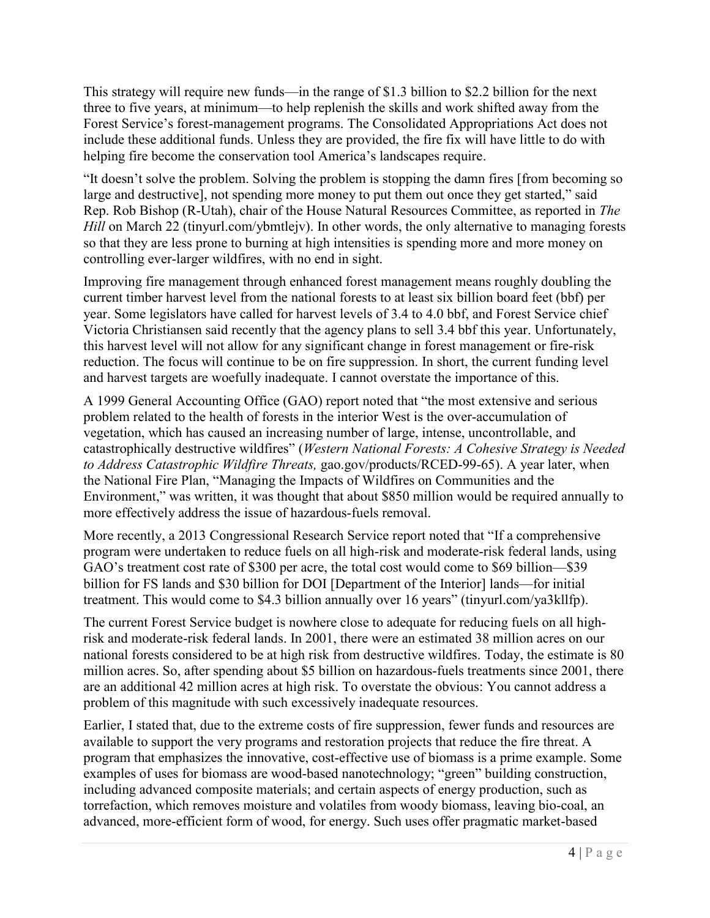This strategy will require new funds—in the range of $1.3 billion to $2.2 billion for the next three to five years, at minimum—to help replenish the skills and work shifted away from the Forest Service's forest-management programs. The Consolidated Appropriations Act does not include these additional funds. Unless they are provided, the fire fix will have little to do with helping fire become the conservation tool America's landscapes require.

"It doesn't solve the problem. Solving the problem is stopping the damn fires [from becoming so large and destructive], not spending more money to put them out once they get started," said Rep. Rob Bishop (R-Utah), chair of the House Natural Resources Committee, as reported in *The Hill* on March 22 (tinyurl.com/ybmtlejv). In other words, the only alternative to managing forests so that they are less prone to burning at high intensities is spending more and more money on controlling ever-larger wildfires, with no end in sight.

Improving fire management through enhanced forest management means roughly doubling the current timber harvest level from the national forests to at least six billion board feet (bbf) per year. Some legislators have called for harvest levels of 3.4 to 4.0 bbf, and Forest Service chief Victoria Christiansen said recently that the agency plans to sell 3.4 bbf this year. Unfortunately, this harvest level will not allow for any significant change in forest management or fire-risk reduction. The focus will continue to be on fire suppression. In short, the current funding level and harvest targets are woefully inadequate. I cannot overstate the importance of this.

A 1999 General Accounting Office (GAO) report noted that "the most extensive and serious problem related to the health of forests in the interior West is the over-accumulation of vegetation, which has caused an increasing number of large, intense, uncontrollable, and catastrophically destructive wildfires" (*Western National Forests: A Cohesive Strategy is Needed to Address Catastrophic Wildfire Threats,* gao.gov/products/RCED-99-65). A year later, when the National Fire Plan, "Managing the Impacts of Wildfires on Communities and the Environment," was written, it was thought that about $850 million would be required annually to more effectively address the issue of hazardous-fuels removal.

More recently, a 2013 Congressional Research Service report noted that "If a comprehensive program were undertaken to reduce fuels on all high-risk and moderate-risk federal lands, using GAO's treatment cost rate of $300 per acre, the total cost would come to $69 billion—$39 billion for FS lands and $30 billion for DOI [Department of the Interior] lands—for initial treatment. This would come to $4.3 billion annually over 16 years" (tinyurl.com/ya3kllfp).

The current Forest Service budget is nowhere close to adequate for reducing fuels on all high-risk and moderate-risk federal lands. In 2001, there were an estimated 38 million acres on our national forests considered to be at high risk from destructive wildfires. Today, the estimate is 80 million acres. So, after spending about $5 billion on hazardous-fuels treatments since 2001, there are an additional 42 million acres at high risk. To overstate the obvious: You cannot address a problem of this magnitude with such excessively inadequate resources.

Earlier, I stated that, due to the extreme costs of fire suppression, fewer funds and resources are available to support the very programs and restoration projects that reduce the fire threat. A program that emphasizes the innovative, cost-effective use of biomass is a prime example. Some examples of uses for biomass are wood-based nanotechnology; "green" building construction, including advanced composite materials; and certain aspects of energy production, such as torrefaction, which removes moisture and volatiles from woody biomass, leaving bio-coal, an advanced, more-efficient form of wood, for energy. Such uses offer pragmatic market-based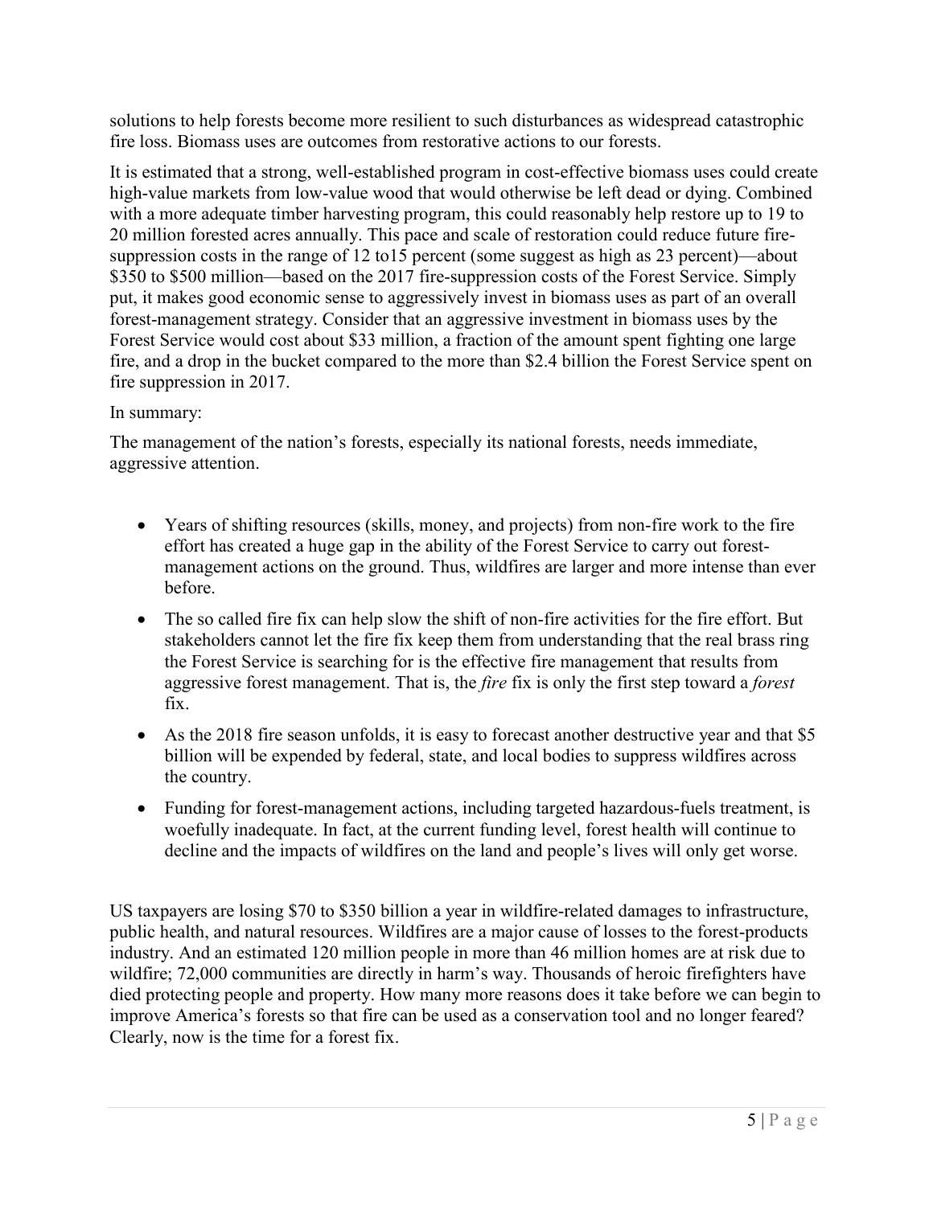solutions to help forests become more resilient to such disturbances as widespread catastrophic fire loss. Biomass uses are outcomes from restorative actions to our forests.

It is estimated that a strong, well-established program in cost-effective biomass uses could create high-value markets from low-value wood that would otherwise be left dead or dying. Combined with a more adequate timber harvesting program, this could reasonably help restore up to 19 to 20 million forested acres annually. This pace and scale of restoration could reduce future fire-suppression costs in the range of 12 to15 percent (some suggest as high as 23 percent)—about $350 to $500 million—based on the 2017 fire-suppression costs of the Forest Service. Simply put, it makes good economic sense to aggressively invest in biomass uses as part of an overall forest-management strategy. Consider that an aggressive investment in biomass uses by the Forest Service would cost about $33 million, a fraction of the amount spent fighting one large fire, and a drop in the bucket compared to the more than $2.4 billion the Forest Service spent on fire suppression in 2017.

In summary:

The management of the nation's forests, especially its national forests, needs immediate, aggressive attention.

- Years of shifting resources (skills, money, and projects) from non-fire work to the fire effort has created a huge gap in the ability of the Forest Service to carry out forest-management actions on the ground. Thus, wildfires are larger and more intense than ever before.
- The so called fire fix can help slow the shift of non-fire activities for the fire effort. But stakeholders cannot let the fire fix keep them from understanding that the real brass ring the Forest Service is searching for is the effective fire management that results from aggressive forest management. That is, the *fire* fix is only the first step toward a *forest* fix.
- As the 2018 fire season unfolds, it is easy to forecast another destructive year and that $5 billion will be expended by federal, state, and local bodies to suppress wildfires across the country.
- Funding for forest-management actions, including targeted hazardous-fuels treatment, is woefully inadequate. In fact, at the current funding level, forest health will continue to decline and the impacts of wildfires on the land and people's lives will only get worse.

US taxpayers are losing $70 to $350 billion a year in wildfire-related damages to infrastructure, public health, and natural resources. Wildfires are a major cause of losses to the forest-products industry. And an estimated 120 million people in more than 46 million homes are at risk due to wildfire; 72,000 communities are directly in harm's way. Thousands of heroic firefighters have died protecting people and property. How many more reasons does it take before we can begin to improve America's forests so that fire can be used as a conservation tool and no longer feared? Clearly, now is the time for a forest fix.